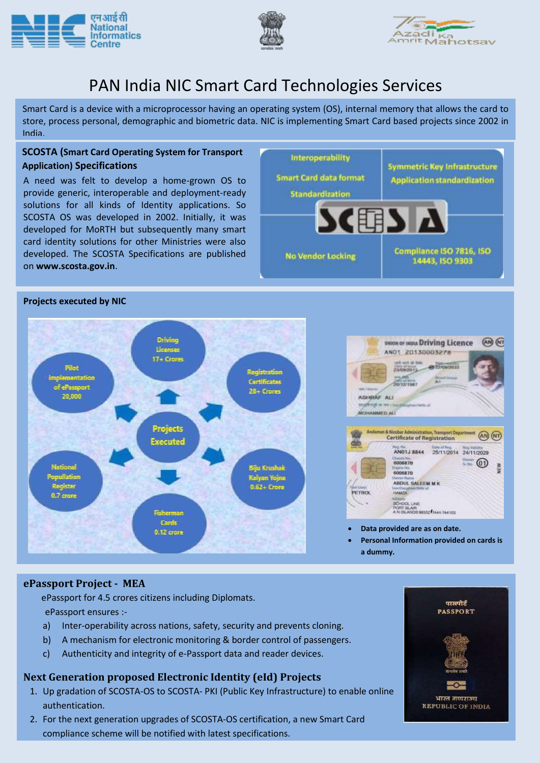# PAN India NIC Smart Card Technologies Services

Smart Card is a device with a microprocessor having an operating system (OS), internal memory that allows the card to store, process personal, demographic and biometric data. NIC is implementing Smart Card based projects since 2002 in India.

## SCOSTA (Smart Card Operating System for Transport Application) Specifications

A need was felt to develop a home-grown OS to provide generic, interoperable and deployment-ready solutions for all kinds of Identity applications. So SCOSTA OS was developed in 2002. Initially, it was developed for MoRTH but subsequently many smart card identity solutions for other Ministries were also developed. The SCOSTA Specifications are published on **www.scosta.gov.in**.

- Interoperability
- Smart Card data format Standardization
- Symmetric Key Infrastructure Application standardization
- No Vendor Locking
- Compliance ISO 7816, ISO 14443, ISO 9303

## Projects executed by NIC

Projects Executed:

- Driving Licenses 17+ Crores
- Registration Certificates 28+ Crores
- Biju Krushak Kalyan Yojna 0.62+ Crore
- Fisherman Cards 0.12 crore
- National Popullation Register 0.7 crore
- Pilot implementation of ePassport 20,000

- **Data provided are as on date.**
- **Personal Information provided on cards is a dummy.**

## ePassport Project - MEA

ePassport for 4.5 crores citizens including Diplomats.

ePassport ensures :-

a) Inter-operability across nations, safety, security and prevents cloning.

b) A mechanism for electronic monitoring & border control of passengers.

c) Authenticity and integrity of e-Passport data and reader devices.

## Next Generation proposed Electronic Identity (eId) Projects

1. Up gradation of SCOSTA-OS to SCOSTA- PKI (Public Key Infrastructure) to enable online authentication.
2. For the next generation upgrades of SCOSTA-OS certification, a new Smart Card compliance scheme will be notified with latest specifications.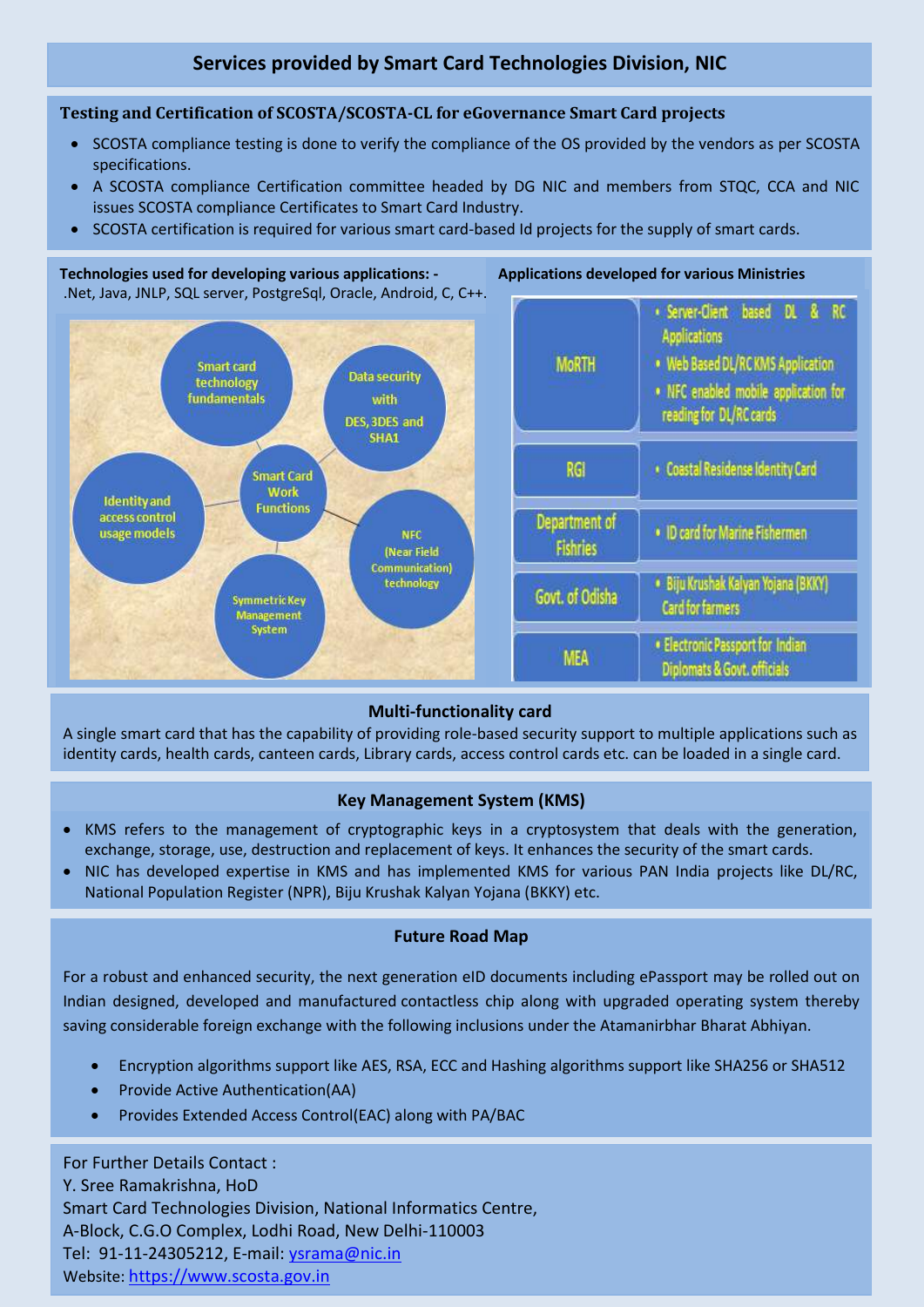## Services provided by Smart Card Technologies Division, NIC

### Testing and Certification of SCOSTA/SCOSTA-CL for eGovernance Smart Card projects

- SCOSTA compliance testing is done to verify the compliance of the OS provided by the vendors as per SCOSTA specifications.
- A SCOSTA compliance Certification committee headed by DG NIC and members from STQC, CCA and NIC issues SCOSTA compliance Certificates to Smart Card Industry.
- SCOSTA certification is required for various smart card-based Id projects for the supply of smart cards.

**Technologies used for developing various applications: -**
.Net, Java, JNLP, SQL server, PostgreSql, Oracle, Android, C, C++.

Smart Card Work Functions

Smart card technology fundamentals

Data security with DES, 3DES and SHA1

NFC (Near Field Communication) technology

Symmetric Key Management System

Identity and access control usage models

**Applications developed for various Ministries**

| | |
|---|---|
| MoRTH | • Server-Client based DL & RC Applications<br>• Web Based DL/RC KMS Application<br>• NFC enabled mobile application for reading for DL/RC cards |
| RGI | • Coastal Residense Identity Card |
| Department of Fishries | • ID card for Marine Fishermen |
| Govt. of Odisha | • Biju Krushak Kalyan Yojana (BKKY) Card for farmers |
| MEA | • Electronic Passport for Indian Diplomats & Govt. officials |

### Multi-functionality card

A single smart card that has the capability of providing role-based security support to multiple applications such as identity cards, health cards, canteen cards, Library cards, access control cards etc. can be loaded in a single card.

### Key Management System (KMS)

- KMS refers to the management of cryptographic keys in a cryptosystem that deals with the generation, exchange, storage, use, destruction and replacement of keys. It enhances the security of the smart cards.
- NIC has developed expertise in KMS and has implemented KMS for various PAN India projects like DL/RC, National Population Register (NPR), Biju Krushak Kalyan Yojana (BKKY) etc.

### Future Road Map

For a robust and enhanced security, the next generation eID documents including ePassport may be rolled out on Indian designed, developed and manufactured contactless chip along with upgraded operating system thereby saving considerable foreign exchange with the following inclusions under the Atamanirbhar Bharat Abhiyan.

- Encryption algorithms support like AES, RSA, ECC and Hashing algorithms support like SHA256 or SHA512
- Provide Active Authentication(AA)
- Provides Extended Access Control(EAC) along with PA/BAC

For Further Details Contact :
Y. Sree Ramakrishna, HoD
Smart Card Technologies Division, National Informatics Centre,
A-Block, C.G.O Complex, Lodhi Road, New Delhi-110003
Tel: 91-11-24305212, E-mail: ysrama@nic.in
Website: https://www.scosta.gov.in